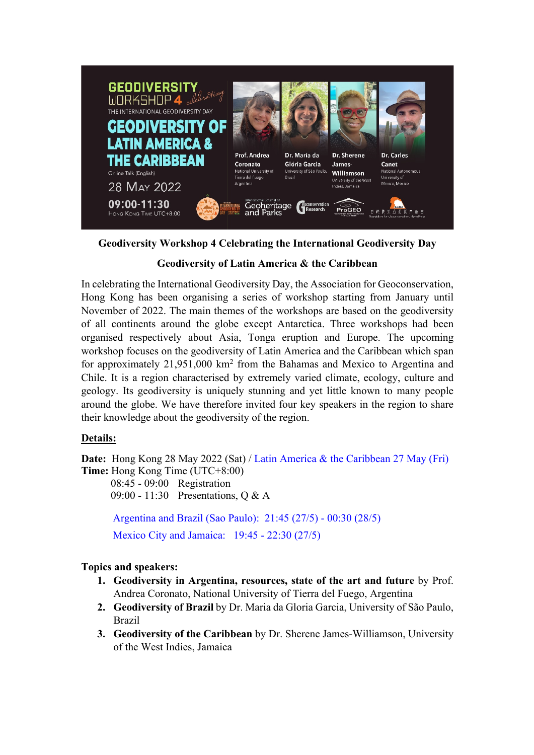GEODIVERSITY WORKSHOP 4 celebrating THE INTERNATIONAL GEODIVERSITY DAY

GEODIVERSITY OF LATIN AMERICA & THE CARIBBEAN

Online Talk (English)

28 May 2022

09:00-11:30

Hong Kong Time UTC+8:00

Prof. Andrea Coronato, National University of Tierra del Fuego, Argentina

Dr. Maria da Glória Garcia, University of São Paulo, Brazil

Dr. Sherene James-Williamson, University of the West Indies, Jamaica

Dr. Carles Canet, National Autonomous University of Mexico, Mexico

**Geodiversity Workshop 4 Celebrating the International Geodiversity Day**

**Geodiversity of Latin America & the Caribbean**

In celebrating the International Geodiversity Day, the Association for Geoconservation, Hong Kong has been organising a series of workshop starting from January until November of 2022. The main themes of the workshops are based on the geodiversity of all continents around the globe except Antarctica. Three workshops had been organised respectively about Asia, Tonga eruption and Europe. The upcoming workshop focuses on the geodiversity of Latin America and the Caribbean which span for approximately 21,951,000 km$^2$ from the Bahamas and Mexico to Argentina and Chile. It is a region characterised by extremely varied climate, ecology, culture and geology. Its geodiversity is uniquely stunning and yet little known to many people around the globe. We have therefore invited four key speakers in the region to share their knowledge about the geodiversity of the region.

**Details:**

**Date:** Hong Kong 28 May 2022 (Sat) / Latin America & the Caribbean 27 May (Fri)
**Time:** Hong Kong Time (UTC+8:00)
08:45 - 09:00 Registration
09:00 - 11:30 Presentations, Q & A

Argentina and Brazil (Sao Paulo): 21:45 (27/5) - 00:30 (28/5)
Mexico City and Jamaica: 19:45 - 22:30 (27/5)

**Topics and speakers:**

1. **Geodiversity in Argentina, resources, state of the art and future** by Prof. Andrea Coronato, National University of Tierra del Fuego, Argentina
2. **Geodiversity of Brazil** by Dr. Maria da Gloria Garcia, University of São Paulo, Brazil
3. **Geodiversity of the Caribbean** by Dr. Sherene James-Williamson, University of the West Indies, Jamaica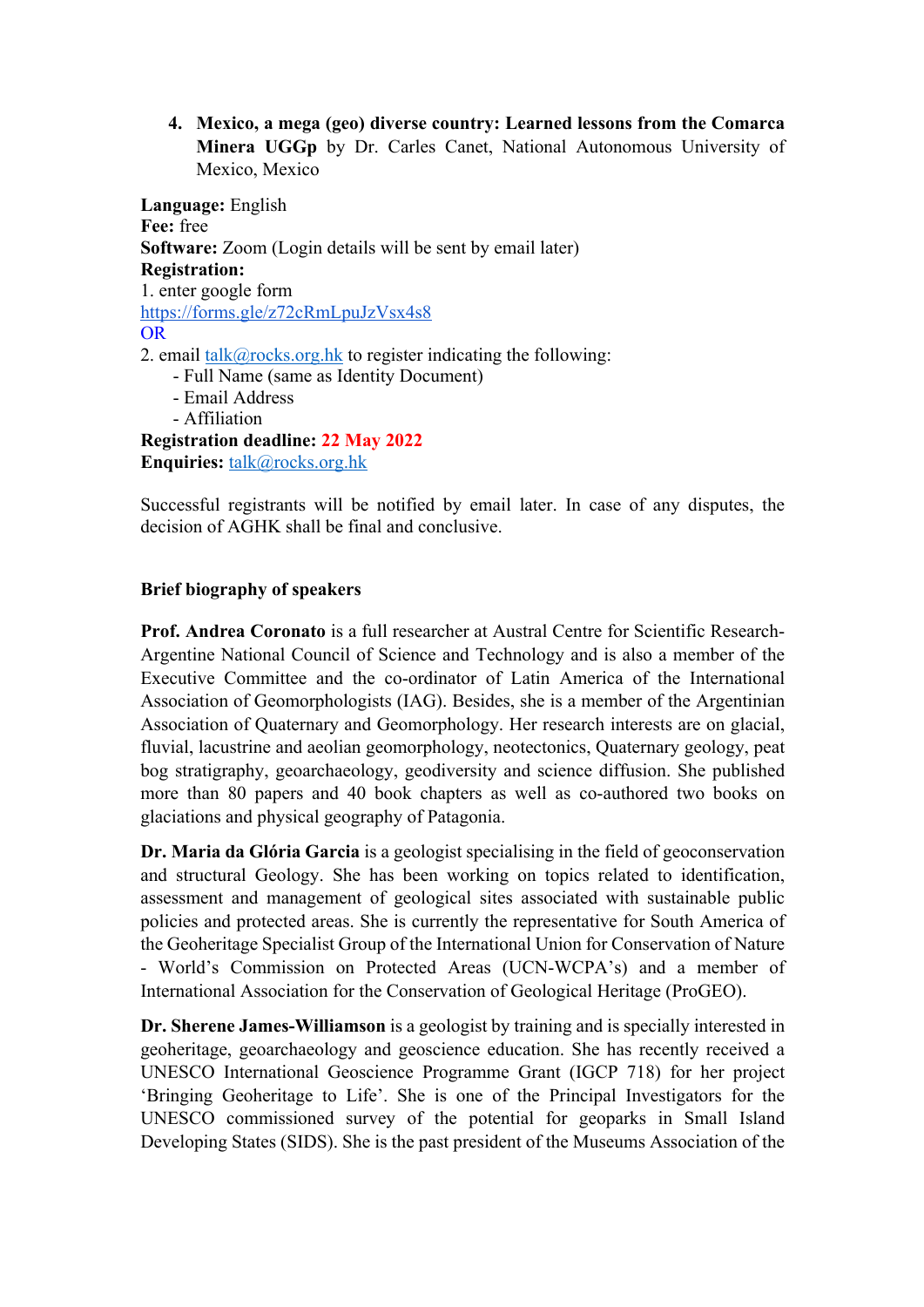4. **Mexico, a mega (geo) diverse country: Learned lessons from the Comarca Minera UGGp** by Dr. Carles Canet, National Autonomous University of Mexico, Mexico

**Language:** English
**Fee:** free
**Software:** Zoom (Login details will be sent by email later)
**Registration:**
1. enter google form
https://forms.gle/z72cRmLpuJzVsx4s8
OR
2. email talk@rocks.org.hk to register indicating the following:
   - Full Name (same as Identity Document)
   - Email Address
   - Affiliation

**Registration deadline:** 22 May 2022
**Enquiries:** talk@rocks.org.hk

Successful registrants will be notified by email later. In case of any disputes, the decision of AGHK shall be final and conclusive.

**Brief biography of speakers**

**Prof. Andrea Coronato** is a full researcher at Austral Centre for Scientific Research-Argentine National Council of Science and Technology and is also a member of the Executive Committee and the co-ordinator of Latin America of the International Association of Geomorphologists (IAG). Besides, she is a member of the Argentinian Association of Quaternary and Geomorphology. Her research interests are on glacial, fluvial, lacustrine and aeolian geomorphology, neotectonics, Quaternary geology, peat bog stratigraphy, geoarchaeology, geodiversity and science diffusion. She published more than 80 papers and 40 book chapters as well as co-authored two books on glaciations and physical geography of Patagonia.

**Dr. Maria da Glória Garcia** is a geologist specialising in the field of geoconservation and structural Geology. She has been working on topics related to identification, assessment and management of geological sites associated with sustainable public policies and protected areas. She is currently the representative for South America of the Geoheritage Specialist Group of the International Union for Conservation of Nature - World's Commission on Protected Areas (UCN-WCPA's) and a member of International Association for the Conservation of Geological Heritage (ProGEO).

**Dr. Sherene James-Williamson** is a geologist by training and is specially interested in geoheritage, geoarchaeology and geoscience education. She has recently received a UNESCO International Geoscience Programme Grant (IGCP 718) for her project 'Bringing Geoheritage to Life'. She is one of the Principal Investigators for the UNESCO commissioned survey of the potential for geoparks in Small Island Developing States (SIDS). She is the past president of the Museums Association of the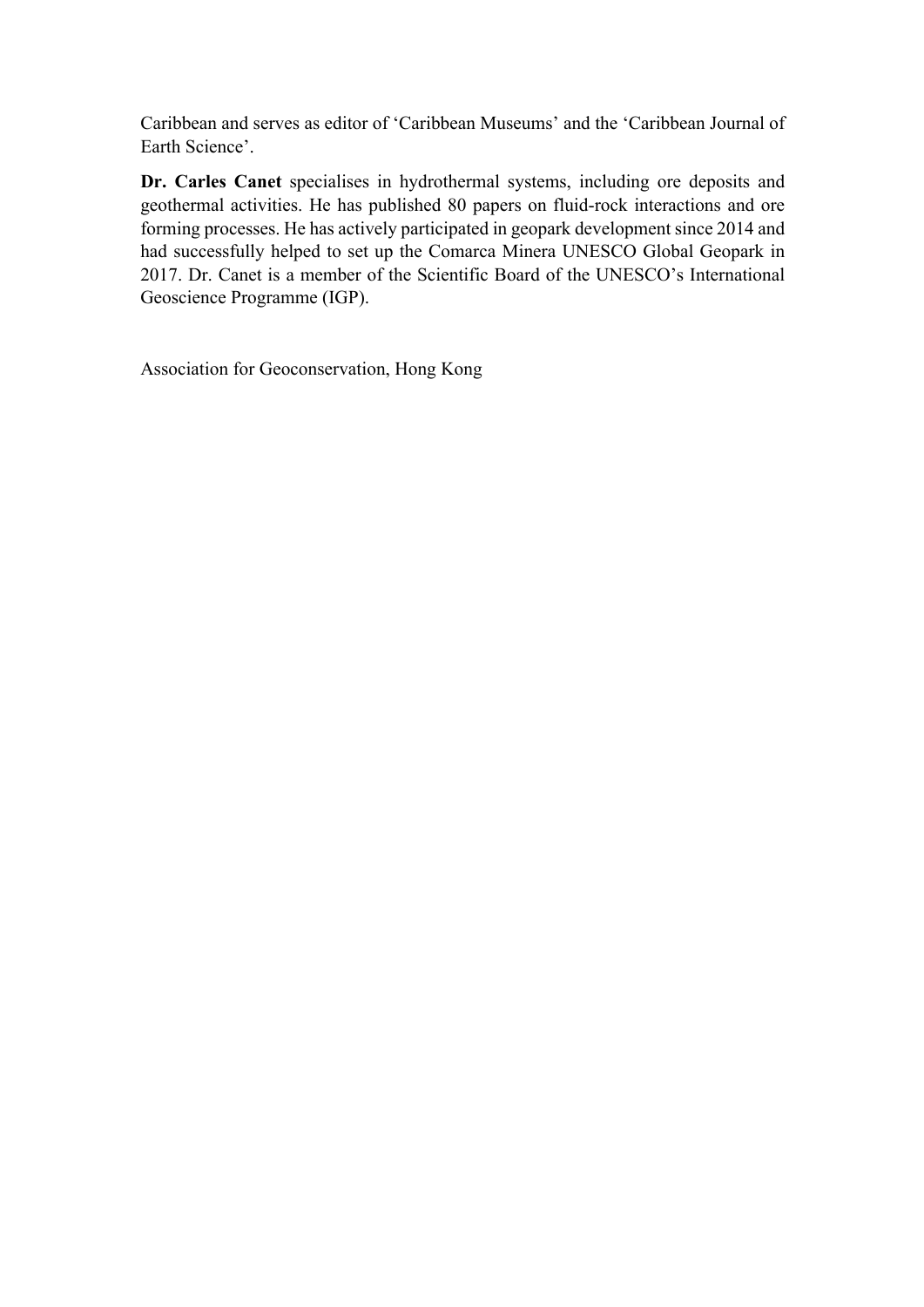Caribbean and serves as editor of 'Caribbean Museums' and the 'Caribbean Journal of Earth Science'.

**Dr. Carles Canet** specialises in hydrothermal systems, including ore deposits and geothermal activities. He has published 80 papers on fluid-rock interactions and ore forming processes. He has actively participated in geopark development since 2014 and had successfully helped to set up the Comarca Minera UNESCO Global Geopark in 2017. Dr. Canet is a member of the Scientific Board of the UNESCO's International Geoscience Programme (IGP).

Association for Geoconservation, Hong Kong